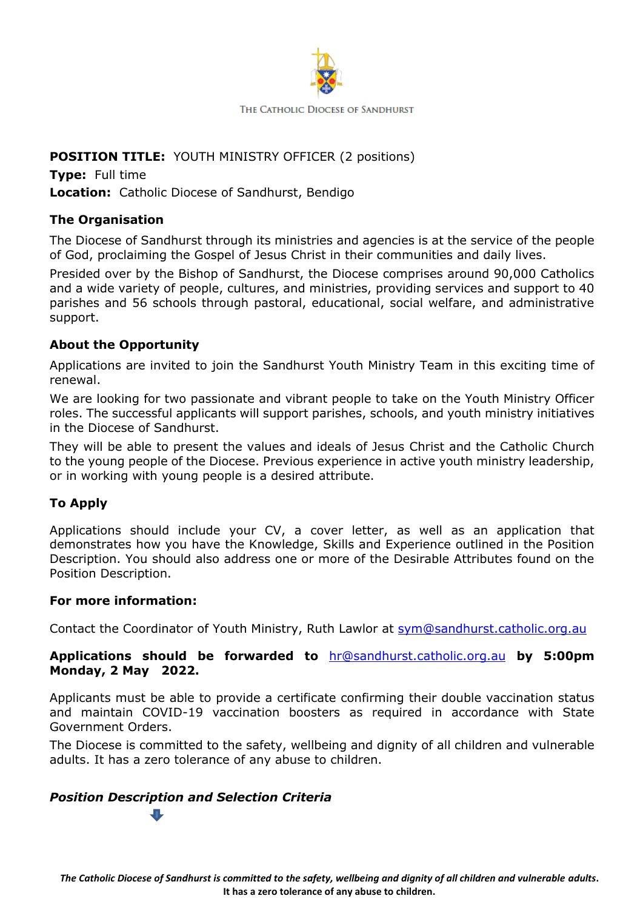THE CATHOLIC DIOCESE OF SANDHURST

**POSITION TITLE:** YOUTH MINISTRY OFFICER (2 positions)

**Type:** Full time

**Location:** Catholic Diocese of Sandhurst, Bendigo

**The Organisation**

The Diocese of Sandhurst through its ministries and agencies is at the service of the people of God, proclaiming the Gospel of Jesus Christ in their communities and daily lives.

Presided over by the Bishop of Sandhurst, the Diocese comprises around 90,000 Catholics and a wide variety of people, cultures, and ministries, providing services and support to 40 parishes and 56 schools through pastoral, educational, social welfare, and administrative support.

**About the Opportunity**

Applications are invited to join the Sandhurst Youth Ministry Team in this exciting time of renewal.

We are looking for two passionate and vibrant people to take on the Youth Ministry Officer roles. The successful applicants will support parishes, schools, and youth ministry initiatives in the Diocese of Sandhurst.

They will be able to present the values and ideals of Jesus Christ and the Catholic Church to the young people of the Diocese. Previous experience in active youth ministry leadership, or in working with young people is a desired attribute.

**To Apply**

Applications should include your CV, a cover letter, as well as an application that demonstrates how you have the Knowledge, Skills and Experience outlined in the Position Description. You should also address one or more of the Desirable Attributes found on the Position Description.

**For more information:**

Contact the Coordinator of Youth Ministry, Ruth Lawlor at sym@sandhurst.catholic.org.au

**Applications should be forwarded to** hr@sandhurst.catholic.org.au **by 5:00pm Monday, 2 May 2022.**

Applicants must be able to provide a certificate confirming their double vaccination status and maintain COVID-19 vaccination boosters as required in accordance with State Government Orders.

The Diocese is committed to the safety, wellbeing and dignity of all children and vulnerable adults. It has a zero tolerance of any abuse to children.

***Position Description and Selection Criteria***

*The Catholic Diocese of Sandhurst is committed to the safety, wellbeing and dignity of all children and vulnerable adults.* **It has a zero tolerance of any abuse to children.**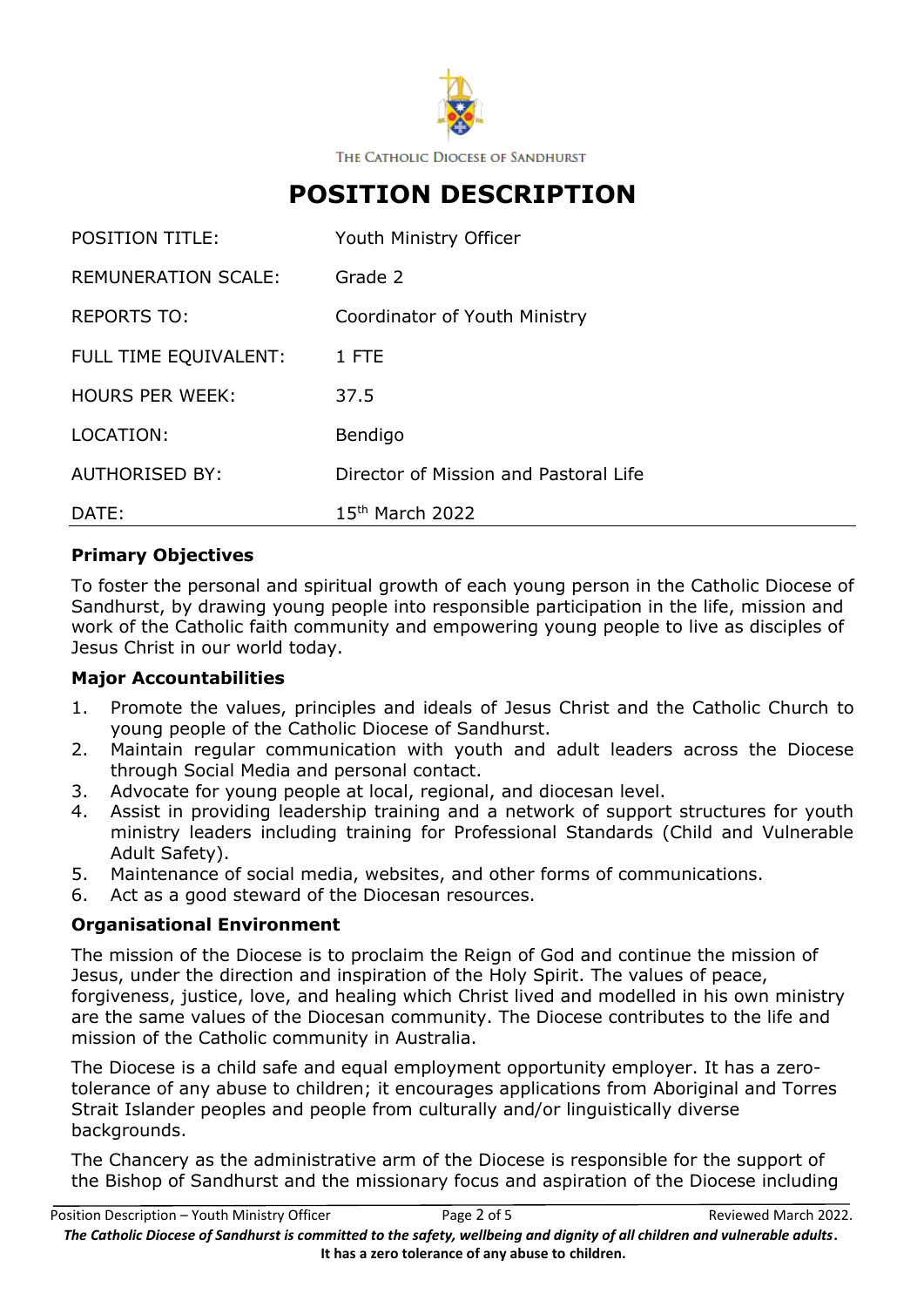THE CATHOLIC DIOCESE OF SANDHURST

# POSITION DESCRIPTION

| | |
|---|---|
| POSITION TITLE: | Youth Ministry Officer |
| REMUNERATION SCALE: | Grade 2 |
| REPORTS TO: | Coordinator of Youth Ministry |
| FULL TIME EQUIVALENT: | 1 FTE |
| HOURS PER WEEK: | 37.5 |
| LOCATION: | Bendigo |
| AUTHORISED BY: | Director of Mission and Pastoral Life |
| DATE: | 15th March 2022 |

### Primary Objectives

To foster the personal and spiritual growth of each young person in the Catholic Diocese of Sandhurst, by drawing young people into responsible participation in the life, mission and work of the Catholic faith community and empowering young people to live as disciples of Jesus Christ in our world today.

### Major Accountabilities

1. Promote the values, principles and ideals of Jesus Christ and the Catholic Church to young people of the Catholic Diocese of Sandhurst.
2. Maintain regular communication with youth and adult leaders across the Diocese through Social Media and personal contact.
3. Advocate for young people at local, regional, and diocesan level.
4. Assist in providing leadership training and a network of support structures for youth ministry leaders including training for Professional Standards (Child and Vulnerable Adult Safety).
5. Maintenance of social media, websites, and other forms of communications.
6. Act as a good steward of the Diocesan resources.

### Organisational Environment

The mission of the Diocese is to proclaim the Reign of God and continue the mission of Jesus, under the direction and inspiration of the Holy Spirit. The values of peace, forgiveness, justice, love, and healing which Christ lived and modelled in his own ministry are the same values of the Diocesan community. The Diocese contributes to the life and mission of the Catholic community in Australia.

The Diocese is a child safe and equal employment opportunity employer. It has a zero-tolerance of any abuse to children; it encourages applications from Aboriginal and Torres Strait Islander peoples and people from culturally and/or linguistically diverse backgrounds.

The Chancery as the administrative arm of the Diocese is responsible for the support of the Bishop of Sandhurst and the missionary focus and aspiration of the Diocese including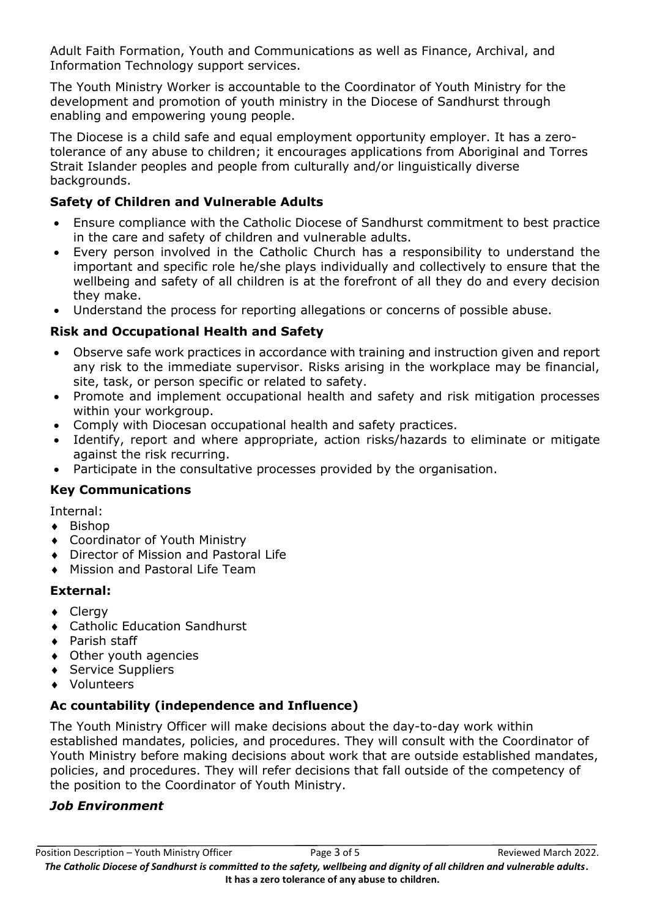Adult Faith Formation, Youth and Communications as well as Finance, Archival, and Information Technology support services.

The Youth Ministry Worker is accountable to the Coordinator of Youth Ministry for the development and promotion of youth ministry in the Diocese of Sandhurst through enabling and empowering young people.

The Diocese is a child safe and equal employment opportunity employer. It has a zero-tolerance of any abuse to children; it encourages applications from Aboriginal and Torres Strait Islander peoples and people from culturally and/or linguistically diverse backgrounds.

### Safety of Children and Vulnerable Adults

- Ensure compliance with the Catholic Diocese of Sandhurst commitment to best practice in the care and safety of children and vulnerable adults.
- Every person involved in the Catholic Church has a responsibility to understand the important and specific role he/she plays individually and collectively to ensure that the wellbeing and safety of all children is at the forefront of all they do and every decision they make.
- Understand the process for reporting allegations or concerns of possible abuse.

### Risk and Occupational Health and Safety

- Observe safe work practices in accordance with training and instruction given and report any risk to the immediate supervisor. Risks arising in the workplace may be financial, site, task, or person specific or related to safety.
- Promote and implement occupational health and safety and risk mitigation processes within your workgroup.
- Comply with Diocesan occupational health and safety practices.
- Identify, report and where appropriate, action risks/hazards to eliminate or mitigate against the risk recurring.
- Participate in the consultative processes provided by the organisation.

### Key Communications

Internal:

- Bishop
- Coordinator of Youth Ministry
- Director of Mission and Pastoral Life
- Mission and Pastoral Life Team

### External:

- Clergy
- Catholic Education Sandhurst
- Parish staff
- Other youth agencies
- Service Suppliers
- Volunteers

### Ac countability (independence and Influence)

The Youth Ministry Officer will make decisions about the day-to-day work within established mandates, policies, and procedures. They will consult with the Coordinator of Youth Ministry before making decisions about work that are outside established mandates, policies, and procedures. They will refer decisions that fall outside of the competency of the position to the Coordinator of Youth Ministry.

### *Job Environment*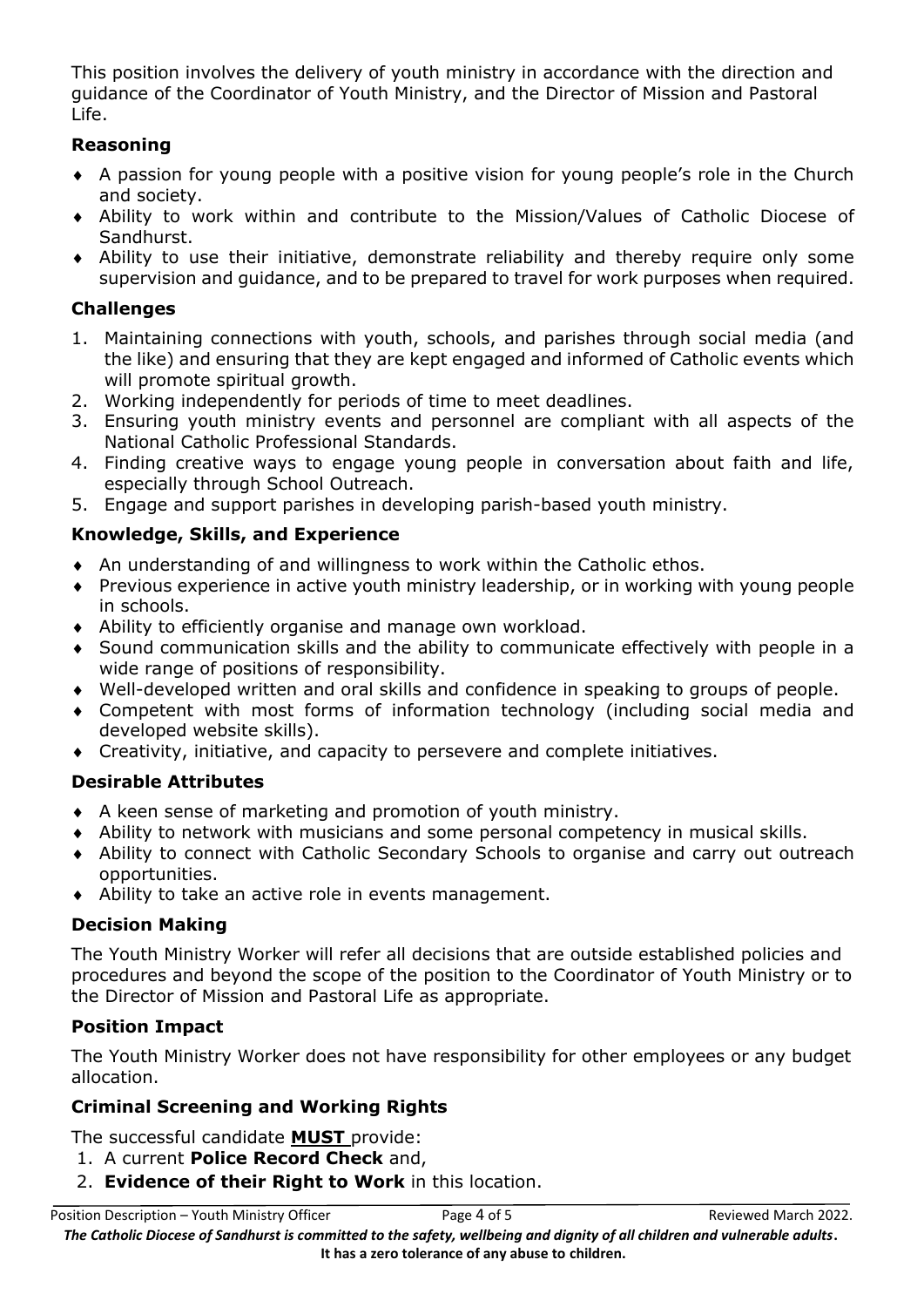This position involves the delivery of youth ministry in accordance with the direction and guidance of the Coordinator of Youth Ministry, and the Director of Mission and Pastoral Life.

### Reasoning

- A passion for young people with a positive vision for young people's role in the Church and society.
- Ability to work within and contribute to the Mission/Values of Catholic Diocese of Sandhurst.
- Ability to use their initiative, demonstrate reliability and thereby require only some supervision and guidance, and to be prepared to travel for work purposes when required.

### Challenges

1. Maintaining connections with youth, schools, and parishes through social media (and the like) and ensuring that they are kept engaged and informed of Catholic events which will promote spiritual growth.
2. Working independently for periods of time to meet deadlines.
3. Ensuring youth ministry events and personnel are compliant with all aspects of the National Catholic Professional Standards.
4. Finding creative ways to engage young people in conversation about faith and life, especially through School Outreach.
5. Engage and support parishes in developing parish-based youth ministry.

### Knowledge, Skills, and Experience

- An understanding of and willingness to work within the Catholic ethos.
- Previous experience in active youth ministry leadership, or in working with young people in schools.
- Ability to efficiently organise and manage own workload.
- Sound communication skills and the ability to communicate effectively with people in a wide range of positions of responsibility.
- Well-developed written and oral skills and confidence in speaking to groups of people.
- Competent with most forms of information technology (including social media and developed website skills).
- Creativity, initiative, and capacity to persevere and complete initiatives.

### Desirable Attributes

- A keen sense of marketing and promotion of youth ministry.
- Ability to network with musicians and some personal competency in musical skills.
- Ability to connect with Catholic Secondary Schools to organise and carry out outreach opportunities.
- Ability to take an active role in events management.

### Decision Making

The Youth Ministry Worker will refer all decisions that are outside established policies and procedures and beyond the scope of the position to the Coordinator of Youth Ministry or to the Director of Mission and Pastoral Life as appropriate.

### Position Impact

The Youth Ministry Worker does not have responsibility for other employees or any budget allocation.

### Criminal Screening and Working Rights

The successful candidate **MUST** provide:

1. A current **Police Record Check** and,
2. **Evidence of their Right to Work** in this location.

***The Catholic Diocese of Sandhurst is committed to the safety, wellbeing and dignity of all children and vulnerable adults*. It has a zero tolerance of any abuse to children.**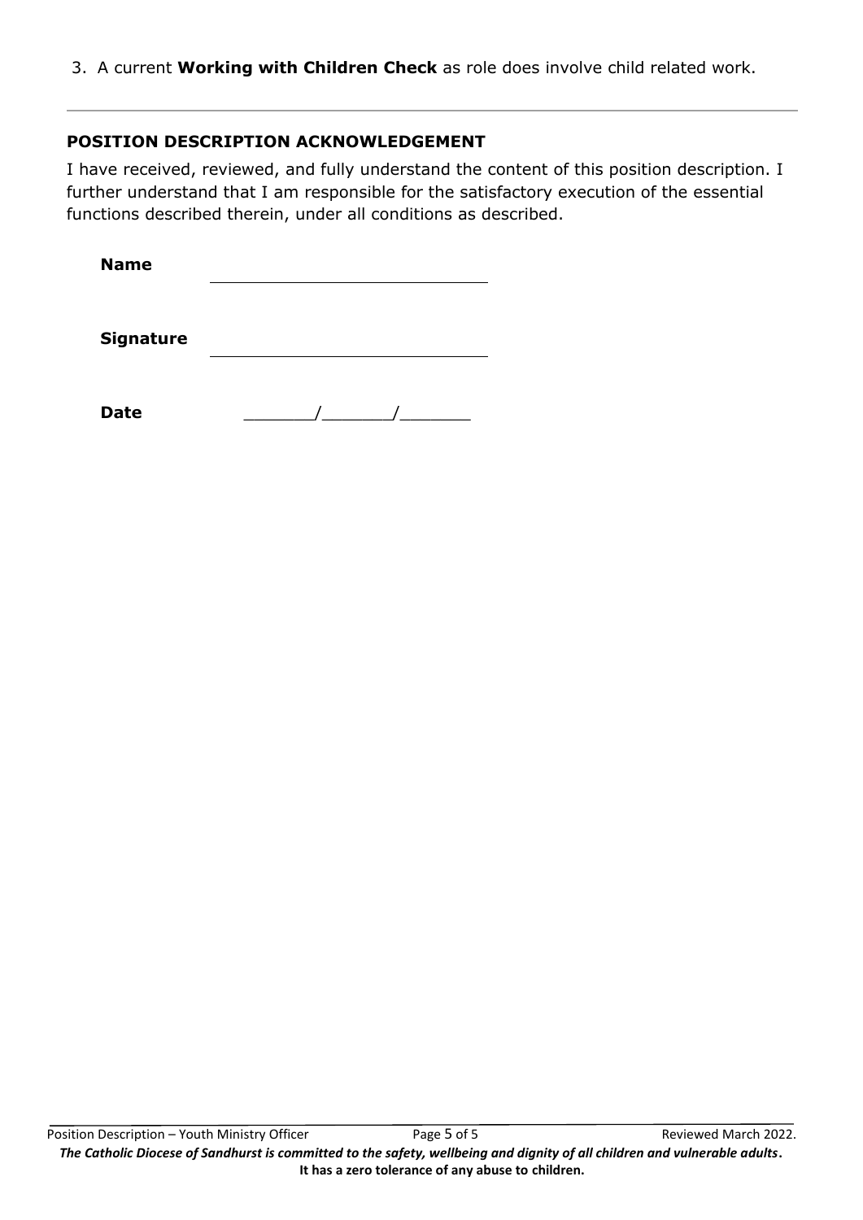3. A current **Working with Children Check** as role does involve child related work.

---

## POSITION DESCRIPTION ACKNOWLEDGEMENT

I have received, reviewed, and fully understand the content of this position description. I further understand that I am responsible for the satisfactory execution of the essential functions described therein, under all conditions as described.

**Name** ______________________________

**Signature** ______________________________

**Date** _______/_______/_______